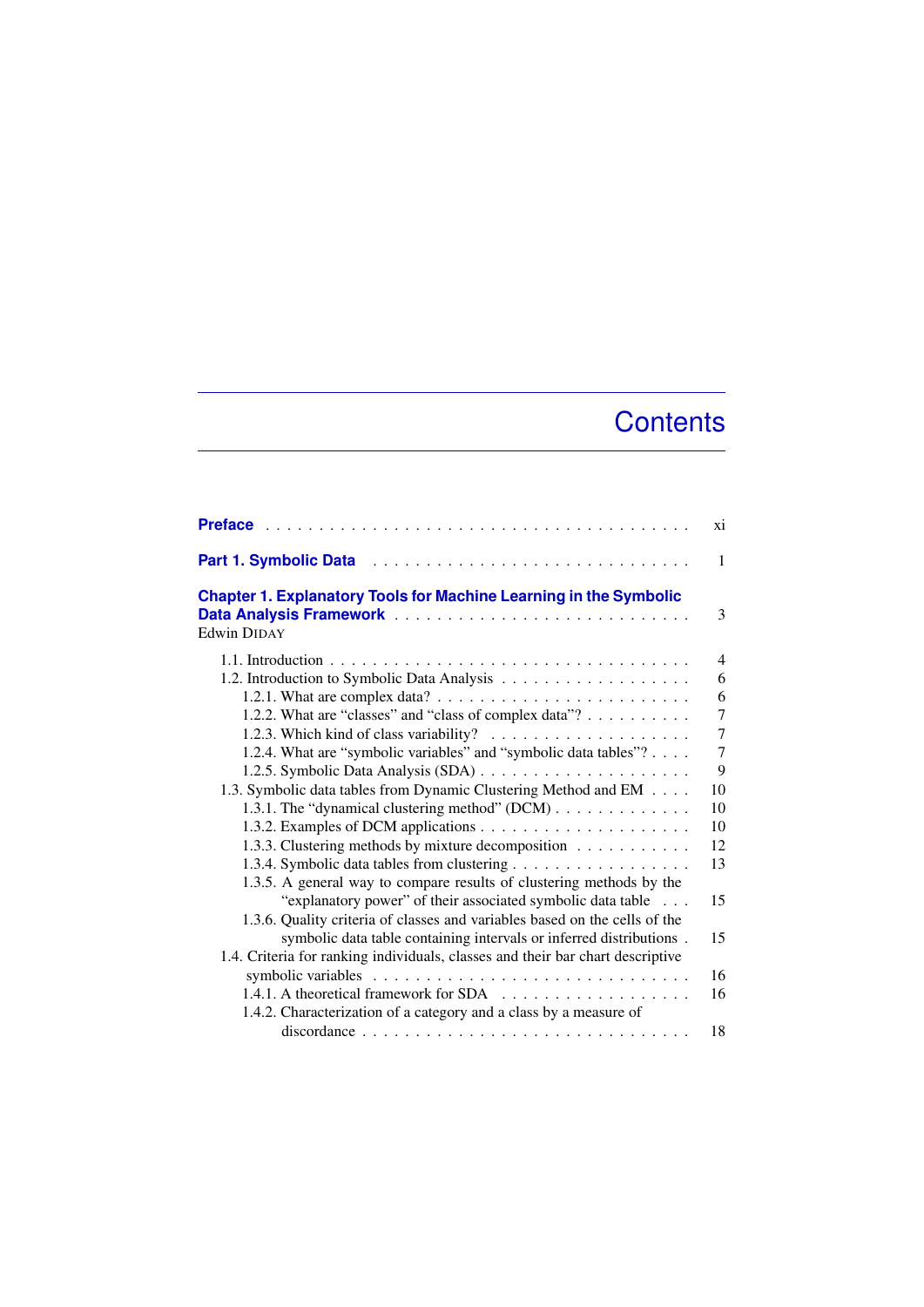# Contents

**Preface** . . . . . . . . . . . . . . . . . . . . . . . . . . . . . . . . . . . . . . . . xi

**Part 1. Symbolic Data** . . . . . . . . . . . . . . . . . . . . . . . . . . . . . 1

**Chapter 1. Explanatory Tools for Machine Learning in the Symbolic Data Analysis Framework** . . . . . . . . . . . . . . . . . . . . . . . . . . . . 3
Edwin DIDAY

- 1.1. Introduction . . . . . . . . . . . . . . . . . . . . . . . . . . . . . . . . . 4
- 1.2. Introduction to Symbolic Data Analysis . . . . . . . . . . . . . . . . . . 6
  - 1.2.1. What are complex data? . . . . . . . . . . . . . . . . . . . . . . . . 6
  - 1.2.2. What are “classes” and “class of complex data”? . . . . . . . . . . 7
  - 1.2.3. Which kind of class variability? . . . . . . . . . . . . . . . . . . . 7
  - 1.2.4. What are “symbolic variables” and “symbolic data tables”? . . . . 7
  - 1.2.5. Symbolic Data Analysis (SDA) . . . . . . . . . . . . . . . . . . . . 9
- 1.3. Symbolic data tables from Dynamic Clustering Method and EM . . . . 10
  - 1.3.1. The “dynamical clustering method” (DCM) . . . . . . . . . . . . . 10
  - 1.3.2. Examples of DCM applications . . . . . . . . . . . . . . . . . . . . 10
  - 1.3.3. Clustering methods by mixture decomposition . . . . . . . . . . . 12
  - 1.3.4. Symbolic data tables from clustering . . . . . . . . . . . . . . . . . 13
  - 1.3.5. A general way to compare results of clustering methods by the “explanatory power” of their associated symbolic data table . . . 15
  - 1.3.6. Quality criteria of classes and variables based on the cells of the symbolic data table containing intervals or inferred distributions . 15
- 1.4. Criteria for ranking individuals, classes and their bar chart descriptive symbolic variables . . . . . . . . . . . . . . . . . . . . . . . . . . . . . 16
  - 1.4.1. A theoretical framework for SDA . . . . . . . . . . . . . . . . . . 16
  - 1.4.2. Characterization of a category and a class by a measure of discordance . . . . . . . . . . . . . . . . . . . . . . . . . . . . . . 18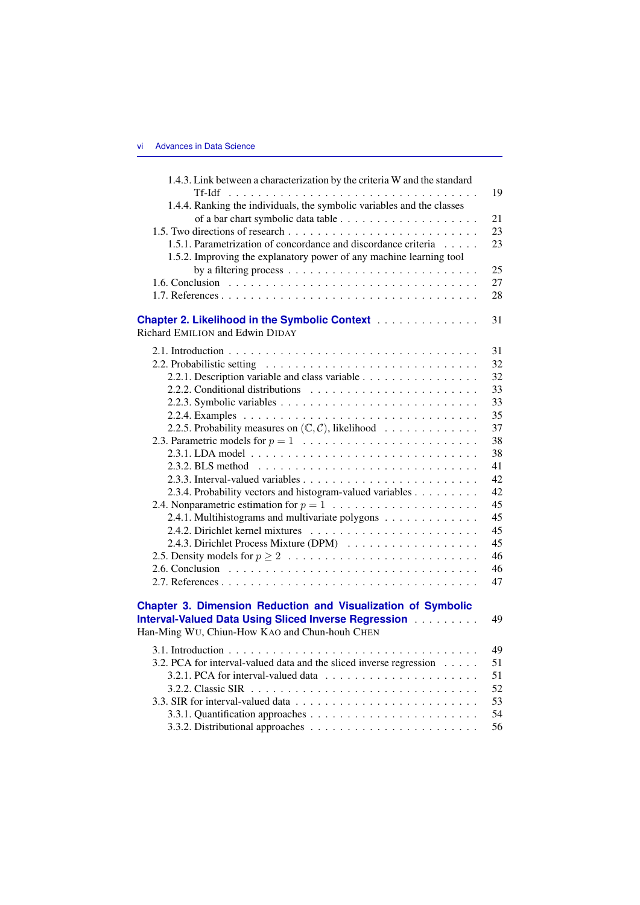1.4.3. Link between a characterization by the criteria W and the standard Tf-Idf . . . 19
1.4.4. Ranking the individuals, the symbolic variables and the classes of a bar chart symbolic data table . . . 21
1.5. Two directions of research . . . 23
1.5.1. Parametrization of concordance and discordance criteria . . . 23
1.5.2. Improving the explanatory power of any machine learning tool by a filtering process . . . 25
1.6. Conclusion . . . 27
1.7. References . . . 28

**Chapter 2. Likelihood in the Symbolic Context** . . . 31
Richard EMILION and Edwin DIDAY

2.1. Introduction . . . 31
2.2. Probabilistic setting . . . 32
2.2.1. Description variable and class variable . . . 32
2.2.2. Conditional distributions . . . 33
2.2.3. Symbolic variables . . . 33
2.2.4. Examples . . . 35
2.2.5. Probability measures on $(\mathbb{C}, \mathcal{C})$, likelihood . . . 37
2.3. Parametric models for $p = 1$ . . . 38
2.3.1. LDA model . . . 38
2.3.2. BLS method . . . 41
2.3.3. Interval-valued variables . . . 42
2.3.4. Probability vectors and histogram-valued variables . . . 42
2.4. Nonparametric estimation for $p = 1$ . . . 45
2.4.1. Multihistograms and multivariate polygons . . . 45
2.4.2. Dirichlet kernel mixtures . . . 45
2.4.3. Dirichlet Process Mixture (DPM) . . . 45
2.5. Density models for $p \geq 2$ . . . 46
2.6. Conclusion . . . 46
2.7. References . . . 47

**Chapter 3. Dimension Reduction and Visualization of Symbolic Interval-Valued Data Using Sliced Inverse Regression** . . . 49
Han-Ming WU, Chiun-How KAO and Chun-houh CHEN

3.1. Introduction . . . 49
3.2. PCA for interval-valued data and the sliced inverse regression . . . 51
3.2.1. PCA for interval-valued data . . . 51
3.2.2. Classic SIR . . . 52
3.3. SIR for interval-valued data . . . 53
3.3.1. Quantification approaches . . . 54
3.3.2. Distributional approaches . . . 56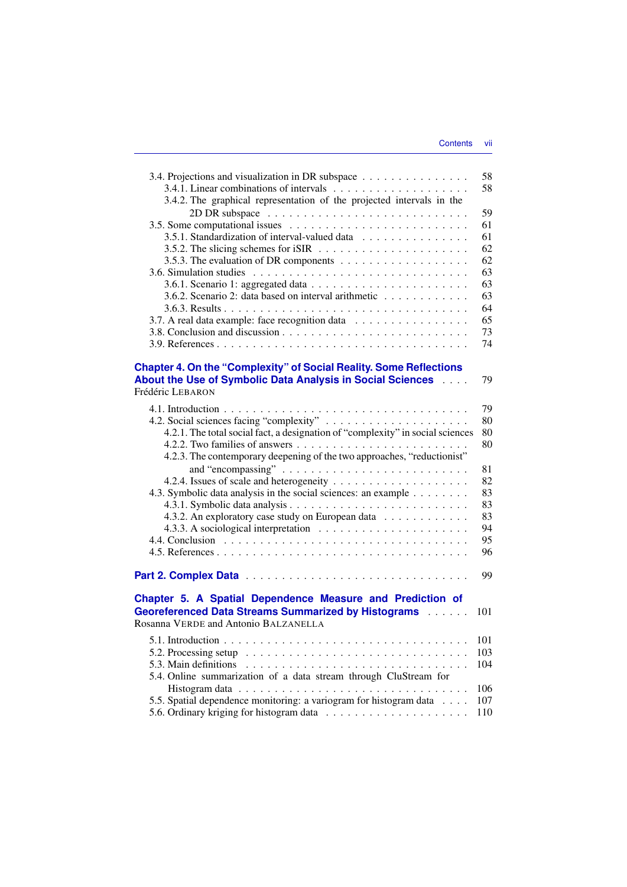3.4. Projections and visualization in DR subspace . . . . . . . . . . . . . . . 58
  3.4.1. Linear combinations of intervals . . . . . . . . . . . . . . . . . . . 58
  3.4.2. The graphical representation of the projected intervals in the 2D DR subspace . . . . . . . . . . . . . . . . . . . . . . . . . . 59
3.5. Some computational issues . . . . . . . . . . . . . . . . . . . . . . . . 61
  3.5.1. Standardization of interval-valued data . . . . . . . . . . . . . . 61
  3.5.2. The slicing schemes for iSIR . . . . . . . . . . . . . . . . . . . . 62
  3.5.3. The evaluation of DR components . . . . . . . . . . . . . . . . . . 62
3.6. Simulation studies . . . . . . . . . . . . . . . . . . . . . . . . . . . 63
  3.6.1. Scenario 1: aggregated data . . . . . . . . . . . . . . . . . . . . . 63
  3.6.2. Scenario 2: data based on interval arithmetic . . . . . . . . . . . 63
  3.6.3. Results . . . . . . . . . . . . . . . . . . . . . . . . . . . . . . . 64
3.7. A real data example: face recognition data . . . . . . . . . . . . . . . 65
3.8. Conclusion and discussion . . . . . . . . . . . . . . . . . . . . . . . . 73
3.9. References . . . . . . . . . . . . . . . . . . . . . . . . . . . . . . . . 74

**Chapter 4. On the "Complexity" of Social Reality. Some Reflections About the Use of Symbolic Data Analysis in Social Sciences . . . . 79**
Frédéric LEBARON

4.1. Introduction . . . . . . . . . . . . . . . . . . . . . . . . . . . . . . . 79
4.2. Social sciences facing "complexity" . . . . . . . . . . . . . . . . . . . 80
  4.2.1. The total social fact, a designation of "complexity" in social sciences 80
  4.2.2. Two families of answers . . . . . . . . . . . . . . . . . . . . . . . 80
  4.2.3. The contemporary deepening of the two approaches, "reductionist" and "encompassing" . . . . . . . . . . . . . . . . . . . . . . . . 81
  4.2.4. Issues of scale and heterogeneity . . . . . . . . . . . . . . . . . . 82
4.3. Symbolic data analysis in the social sciences: an example . . . . . . . . 83
  4.3.1. Symbolic data analysis . . . . . . . . . . . . . . . . . . . . . . . . 83
  4.3.2. An exploratory case study on European data . . . . . . . . . . . . 83
  4.3.3. A sociological interpretation . . . . . . . . . . . . . . . . . . . . 94
4.4. Conclusion . . . . . . . . . . . . . . . . . . . . . . . . . . . . . . . . 95
4.5. References . . . . . . . . . . . . . . . . . . . . . . . . . . . . . . . . 96

**Part 2. Complex Data . . . . . . . . . . . . . . . . . . . . . . . . . . . 99**

**Chapter 5. A Spatial Dependence Measure and Prediction of Georeferenced Data Streams Summarized by Histograms . . . . . . 101**
Rosanna VERDE and Antonio BALZANELLA

5.1. Introduction . . . . . . . . . . . . . . . . . . . . . . . . . . . . . . . 101
5.2. Processing setup . . . . . . . . . . . . . . . . . . . . . . . . . . . . . 103
5.3. Main definitions . . . . . . . . . . . . . . . . . . . . . . . . . . . . . 104
5.4. Online summarization of a data stream through CluStream for Histogram data . . . . . . . . . . . . . . . . . . . . . . . . . . . . . . 106
5.5. Spatial dependence monitoring: a variogram for histogram data . . . . 107
5.6. Ordinary kriging for histogram data . . . . . . . . . . . . . . . . . . . 110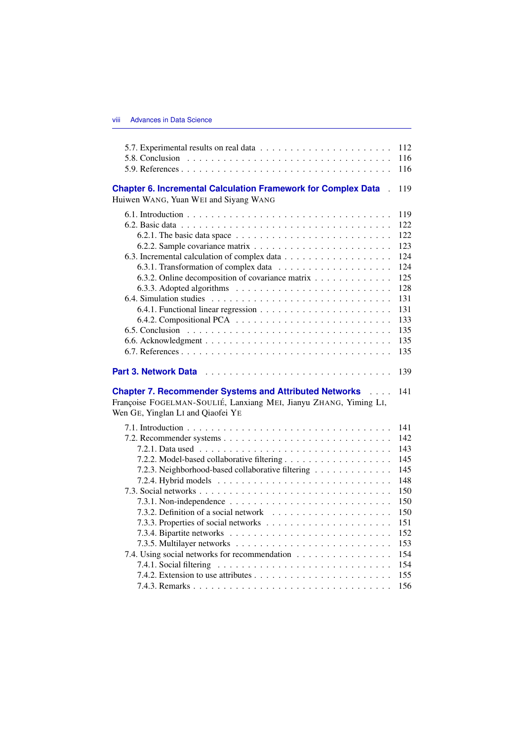5.7. Experimental results on real data . . . . . . . . . . . . . . . . . . . . . 112
5.8. Conclusion . . . . . . . . . . . . . . . . . . . . . . . . . . . . . . 116
5.9. References . . . . . . . . . . . . . . . . . . . . . . . . . . . . . . 116

**Chapter 6. Incremental Calculation Framework for Complex Data** . 119
Huiwen WANG, Yuan WEI and Siyang WANG

6.1. Introduction . . . . . . . . . . . . . . . . . . . . . . . . . . . . . . 119
6.2. Basic data . . . . . . . . . . . . . . . . . . . . . . . . . . . . . . 122
6.2.1. The basic data space . . . . . . . . . . . . . . . . . . . . . . . 122
6.2.2. Sample covariance matrix . . . . . . . . . . . . . . . . . . . . . 123
6.3. Incremental calculation of complex data . . . . . . . . . . . . . . . . . 124
6.3.1. Transformation of complex data . . . . . . . . . . . . . . . . . . 124
6.3.2. Online decomposition of covariance matrix . . . . . . . . . . . . 125
6.3.3. Adopted algorithms . . . . . . . . . . . . . . . . . . . . . . . . 128
6.4. Simulation studies . . . . . . . . . . . . . . . . . . . . . . . . . . . 131
6.4.1. Functional linear regression . . . . . . . . . . . . . . . . . . . . 131
6.4.2. Compositional PCA . . . . . . . . . . . . . . . . . . . . . . . . 133
6.5. Conclusion . . . . . . . . . . . . . . . . . . . . . . . . . . . . . . 135
6.6. Acknowledgment . . . . . . . . . . . . . . . . . . . . . . . . . . . . 135
6.7. References . . . . . . . . . . . . . . . . . . . . . . . . . . . . . . 135

**Part 3. Network Data** . . . . . . . . . . . . . . . . . . . . . . . . . . . 139

**Chapter 7. Recommender Systems and Attributed Networks** . . . . 141
Françoise FOGELMAN-SOULIÉ, Lanxiang MEI, Jianyu ZHANG, Yiming LI, Wen GE, Yinglan LI and Qiaofei YE

7.1. Introduction . . . . . . . . . . . . . . . . . . . . . . . . . . . . . . 141
7.2. Recommender systems . . . . . . . . . . . . . . . . . . . . . . . . . 142
7.2.1. Data used . . . . . . . . . . . . . . . . . . . . . . . . . . . . . 143
7.2.2. Model-based collaborative filtering . . . . . . . . . . . . . . . . . 145
7.2.3. Neighborhood-based collaborative filtering . . . . . . . . . . . . . 145
7.2.4. Hybrid models . . . . . . . . . . . . . . . . . . . . . . . . . . . 148
7.3. Social networks . . . . . . . . . . . . . . . . . . . . . . . . . . . . 150
7.3.1. Non-independence . . . . . . . . . . . . . . . . . . . . . . . . . 150
7.3.2. Definition of a social network . . . . . . . . . . . . . . . . . . . 150
7.3.3. Properties of social networks . . . . . . . . . . . . . . . . . . . 151
7.3.4. Bipartite networks . . . . . . . . . . . . . . . . . . . . . . . . . 152
7.3.5. Multilayer networks . . . . . . . . . . . . . . . . . . . . . . . . 153
7.4. Using social networks for recommendation . . . . . . . . . . . . . . . 154
7.4.1. Social filtering . . . . . . . . . . . . . . . . . . . . . . . . . . . 154
7.4.2. Extension to use attributes . . . . . . . . . . . . . . . . . . . . . 155
7.4.3. Remarks . . . . . . . . . . . . . . . . . . . . . . . . . . . . . . 156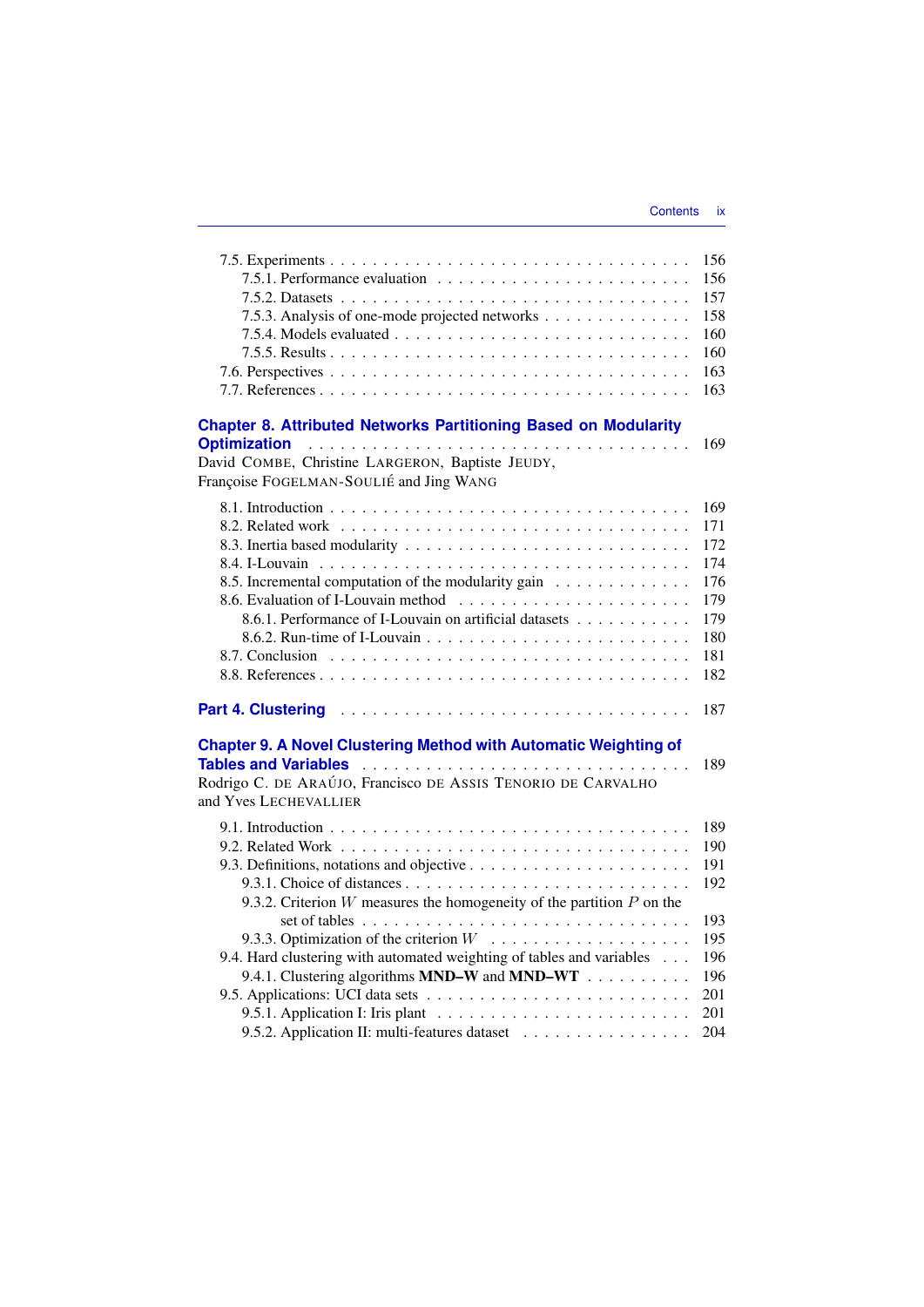7.5. Experiments . . . . . . . . . . . . . . . . . . . . . . . . . . . . . . . . 156
  7.5.1. Performance evaluation . . . . . . . . . . . . . . . . . . . . . . 156
  7.5.2. Datasets . . . . . . . . . . . . . . . . . . . . . . . . . . . . . . 157
  7.5.3. Analysis of one-mode projected networks . . . . . . . . . . . . . 158
  7.5.4. Models evaluated . . . . . . . . . . . . . . . . . . . . . . . . . 160
  7.5.5. Results . . . . . . . . . . . . . . . . . . . . . . . . . . . . . . 160
7.6. Perspectives . . . . . . . . . . . . . . . . . . . . . . . . . . . . . . . 163
7.7. References . . . . . . . . . . . . . . . . . . . . . . . . . . . . . . . . 163

**Chapter 8. Attributed Networks Partitioning Based on Modularity Optimization** . . . . . . . . . . . . . . . . . . . . . . . . . . . . . . 169
David COMBE, Christine LARGERON, Baptiste JEUDY, Françoise FOGELMAN-SOULIÉ and Jing WANG

8.1. Introduction . . . . . . . . . . . . . . . . . . . . . . . . . . . . . . . . 169
8.2. Related work . . . . . . . . . . . . . . . . . . . . . . . . . . . . . . . 171
8.3. Inertia based modularity . . . . . . . . . . . . . . . . . . . . . . . . . 172
8.4. I-Louvain . . . . . . . . . . . . . . . . . . . . . . . . . . . . . . . . . 174
8.5. Incremental computation of the modularity gain . . . . . . . . . . . . . 176
8.6. Evaluation of I-Louvain method . . . . . . . . . . . . . . . . . . . . . . 179
  8.6.1. Performance of I-Louvain on artificial datasets . . . . . . . . . . 179
  8.6.2. Run-time of I-Louvain . . . . . . . . . . . . . . . . . . . . . . . 180
8.7. Conclusion . . . . . . . . . . . . . . . . . . . . . . . . . . . . . . . . 181
8.8. References . . . . . . . . . . . . . . . . . . . . . . . . . . . . . . . . 182

**Part 4. Clustering** . . . . . . . . . . . . . . . . . . . . . . . . . . . . . . 187

**Chapter 9. A Novel Clustering Method with Automatic Weighting of Tables and Variables** . . . . . . . . . . . . . . . . . . . . . . . . . . . . 189
Rodrigo C. DE ARAÚJO, Francisco DE ASSIS TENORIO DE CARVALHO and Yves LECHEVALLIER

9.1. Introduction . . . . . . . . . . . . . . . . . . . . . . . . . . . . . . . . 189
9.2. Related Work . . . . . . . . . . . . . . . . . . . . . . . . . . . . . . . 190
9.3. Definitions, notations and objective . . . . . . . . . . . . . . . . . . . 191
  9.3.1. Choice of distances . . . . . . . . . . . . . . . . . . . . . . . . . 192
  9.3.2. Criterion $W$ measures the homogeneity of the partition $P$ on the set of tables . . . . . . . . . . . . . . . . . . . . . . . . . . . . . 193
  9.3.3. Optimization of the criterion $W$ . . . . . . . . . . . . . . . . . . 195
9.4. Hard clustering with automated weighting of tables and variables . . . 196
  9.4.1. Clustering algorithms **MND–W** and **MND–WT** . . . . . . . . . . 196
9.5. Applications: UCI data sets . . . . . . . . . . . . . . . . . . . . . . . 201
  9.5.1. Application I: Iris plant . . . . . . . . . . . . . . . . . . . . . . 201
  9.5.2. Application II: multi-features dataset . . . . . . . . . . . . . . . 204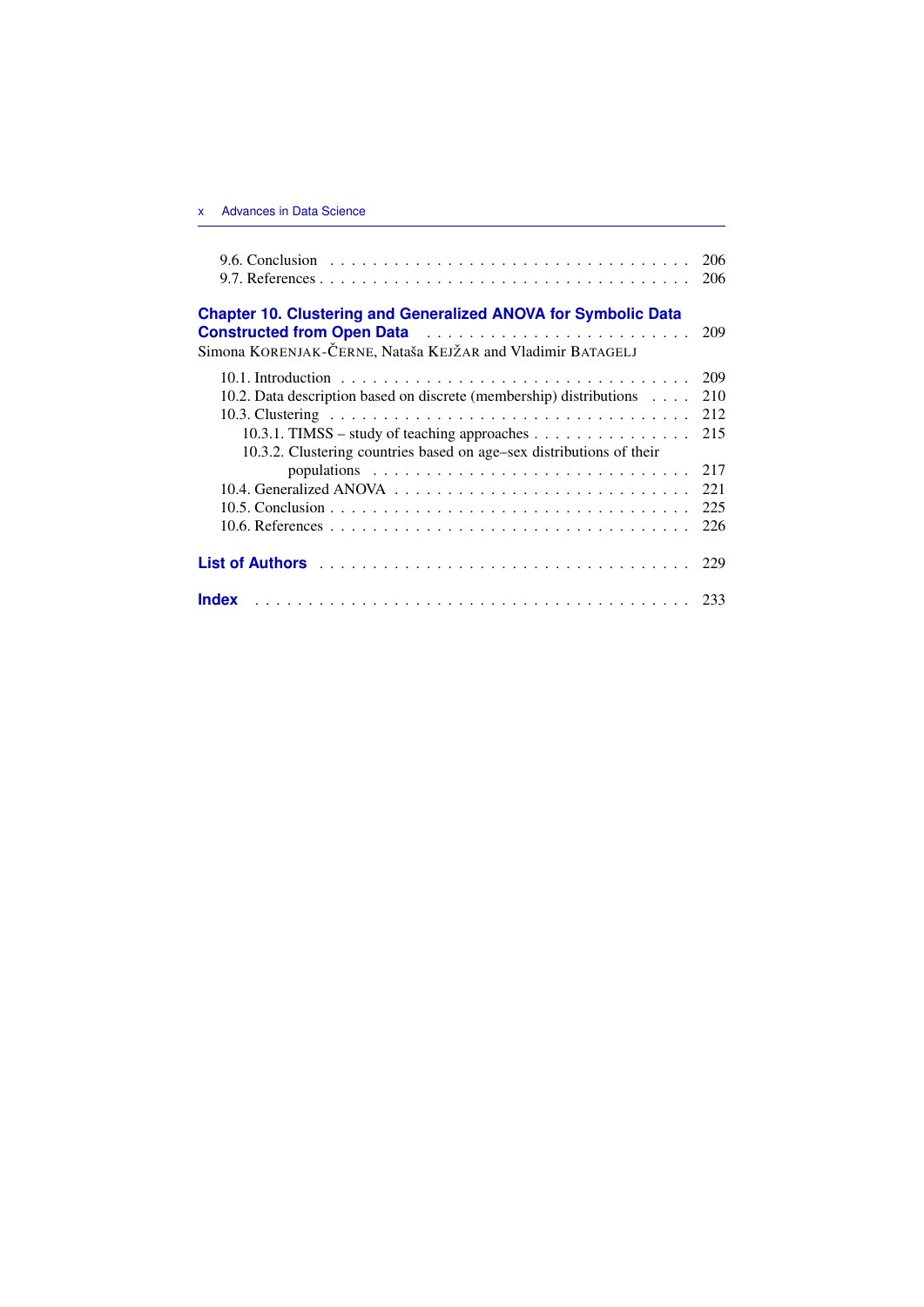9.6. Conclusion . . . . . . . . . . . . . . . . . . . . . . . . . . . . . . . . . 206
9.7. References . . . . . . . . . . . . . . . . . . . . . . . . . . . . . . . . . 206

**Chapter 10. Clustering and Generalized ANOVA for Symbolic Data Constructed from Open Data** . . . . . . . . . . . . . . . . . . . . . . . . 209
Simona KORENJAK-ČERNE, Nataša KEJŽAR and Vladimir BATAGELJ

10.1. Introduction . . . . . . . . . . . . . . . . . . . . . . . . . . . . . . . . 209
10.2. Data description based on discrete (membership) distributions . . . . 210
10.3. Clustering . . . . . . . . . . . . . . . . . . . . . . . . . . . . . . . . . 212
10.3.1. TIMSS – study of teaching approaches . . . . . . . . . . . . . . . 215
10.3.2. Clustering countries based on age–sex distributions of their populations . . . . . . . . . . . . . . . . . . . . . . . . . . . . . 217
10.4. Generalized ANOVA . . . . . . . . . . . . . . . . . . . . . . . . . . . 221
10.5. Conclusion . . . . . . . . . . . . . . . . . . . . . . . . . . . . . . . . 225
10.6. References . . . . . . . . . . . . . . . . . . . . . . . . . . . . . . . . 226

**List of Authors** . . . . . . . . . . . . . . . . . . . . . . . . . . . . . . . . 229

**Index** . . . . . . . . . . . . . . . . . . . . . . . . . . . . . . . . . . . . . 233